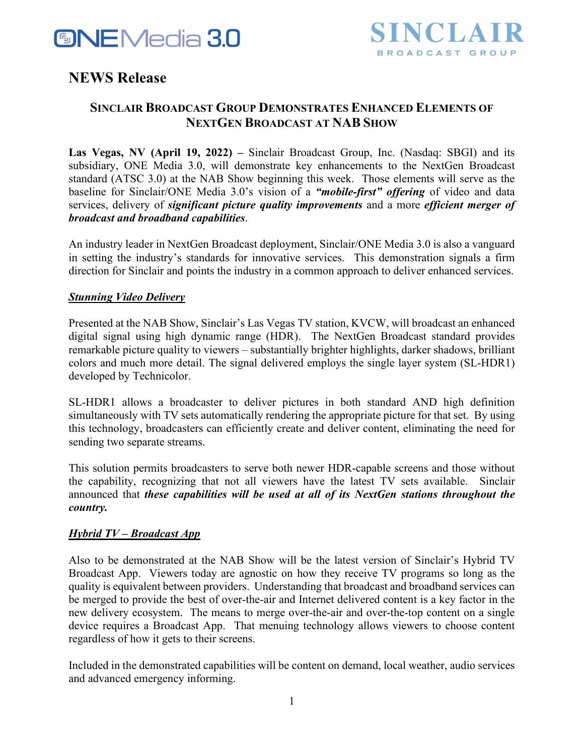ONE Media 3.0

SINCLAIR BROADCAST GROUP

# NEWS Release

## SINCLAIR BROADCAST GROUP DEMONSTRATES ENHANCED ELEMENTS OF NEXTGEN BROADCAST AT NAB SHOW

**Las Vegas, NV (April 19, 2022) –** Sinclair Broadcast Group, Inc. (Nasdaq: SBGI) and its subsidiary, ONE Media 3.0, will demonstrate key enhancements to the NextGen Broadcast standard (ATSC 3.0) at the NAB Show beginning this week. Those elements will serve as the baseline for Sinclair/ONE Media 3.0's vision of a ***"mobile-first" offering*** of video and data services, delivery of ***significant picture quality improvements*** and a more ***efficient merger of broadcast and broadband capabilities***.

An industry leader in NextGen Broadcast deployment, Sinclair/ONE Media 3.0 is also a vanguard in setting the industry's standards for innovative services. This demonstration signals a firm direction for Sinclair and points the industry in a common approach to deliver enhanced services.

### ***Stunning Video Delivery***

Presented at the NAB Show, Sinclair's Las Vegas TV station, KVCW, will broadcast an enhanced digital signal using high dynamic range (HDR). The NextGen Broadcast standard provides remarkable picture quality to viewers – substantially brighter highlights, darker shadows, brilliant colors and much more detail. The signal delivered employs the single layer system (SL-HDR1) developed by Technicolor.

SL-HDR1 allows a broadcaster to deliver pictures in both standard AND high definition simultaneously with TV sets automatically rendering the appropriate picture for that set. By using this technology, broadcasters can efficiently create and deliver content, eliminating the need for sending two separate streams.

This solution permits broadcasters to serve both newer HDR-capable screens and those without the capability, recognizing that not all viewers have the latest TV sets available. Sinclair announced that ***these capabilities will be used at all of its NextGen stations throughout the country.***

### ***Hybrid TV – Broadcast App***

Also to be demonstrated at the NAB Show will be the latest version of Sinclair's Hybrid TV Broadcast App. Viewers today are agnostic on how they receive TV programs so long as the quality is equivalent between providers. Understanding that broadcast and broadband services can be merged to provide the best of over-the-air and Internet delivered content is a key factor in the new delivery ecosystem. The means to merge over-the-air and over-the-top content on a single device requires a Broadcast App. That menuing technology allows viewers to choose content regardless of how it gets to their screens.

Included in the demonstrated capabilities will be content on demand, local weather, audio services and advanced emergency informing.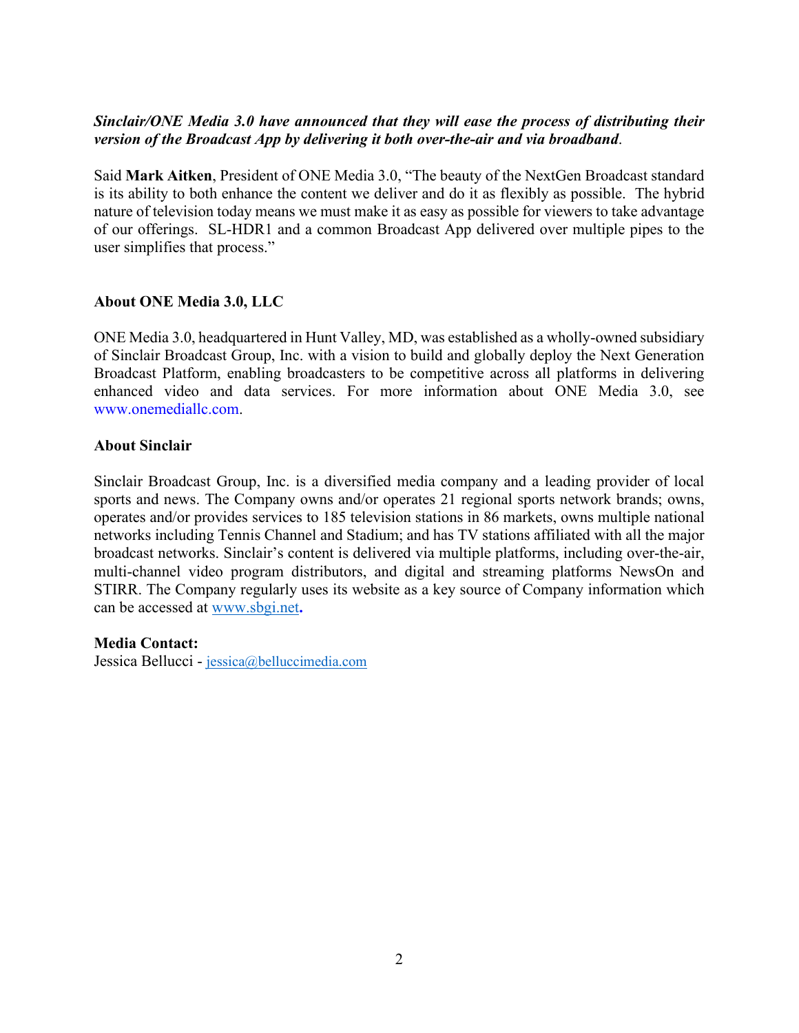***Sinclair/ONE Media 3.0 have announced that they will ease the process of distributing their version of the Broadcast App by delivering it both over-the-air and via broadband***.

Said **Mark Aitken**, President of ONE Media 3.0, "The beauty of the NextGen Broadcast standard is its ability to both enhance the content we deliver and do it as flexibly as possible. The hybrid nature of television today means we must make it as easy as possible for viewers to take advantage of our offerings. SL-HDR1 and a common Broadcast App delivered over multiple pipes to the user simplifies that process."

**About ONE Media 3.0, LLC**

ONE Media 3.0, headquartered in Hunt Valley, MD, was established as a wholly-owned subsidiary of Sinclair Broadcast Group, Inc. with a vision to build and globally deploy the Next Generation Broadcast Platform, enabling broadcasters to be competitive across all platforms in delivering enhanced video and data services. For more information about ONE Media 3.0, see www.onemediallc.com.

**About Sinclair**

Sinclair Broadcast Group, Inc. is a diversified media company and a leading provider of local sports and news. The Company owns and/or operates 21 regional sports network brands; owns, operates and/or provides services to 185 television stations in 86 markets, owns multiple national networks including Tennis Channel and Stadium; and has TV stations affiliated with all the major broadcast networks. Sinclair's content is delivered via multiple platforms, including over-the-air, multi-channel video program distributors, and digital and streaming platforms NewsOn and STIRR. The Company regularly uses its website as a key source of Company information which can be accessed at www.sbgi.net**.**

**Media Contact:**
Jessica Bellucci - jessica@belluccimedia.com